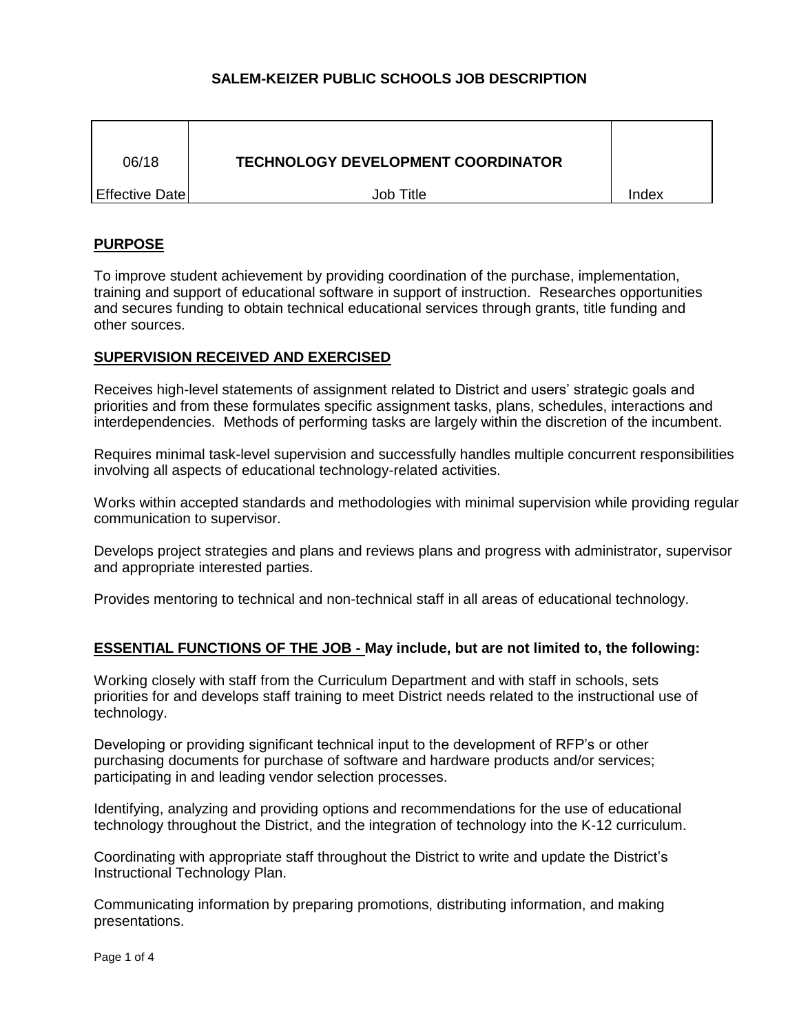# SALEM-KEIZER PUBLIC SCHOOLS JOB DESCRIPTION

| 06/18 | TECHNOLOGY DEVELOPMENT COORDINATOR | |
|---|---|---|
| Effective Date | Job Title | Index |

## PURPOSE

To improve student achievement by providing coordination of the purchase, implementation, training and support of educational software in support of instruction. Researches opportunities and secures funding to obtain technical educational services through grants, title funding and other sources.

## SUPERVISION RECEIVED AND EXERCISED

Receives high-level statements of assignment related to District and users' strategic goals and priorities and from these formulates specific assignment tasks, plans, schedules, interactions and interdependencies. Methods of performing tasks are largely within the discretion of the incumbent.

Requires minimal task-level supervision and successfully handles multiple concurrent responsibilities involving all aspects of educational technology-related activities.

Works within accepted standards and methodologies with minimal supervision while providing regular communication to supervisor.

Develops project strategies and plans and reviews plans and progress with administrator, supervisor and appropriate interested parties.

Provides mentoring to technical and non-technical staff in all areas of educational technology.

## ESSENTIAL FUNCTIONS OF THE JOB - May include, but are not limited to, the following:

Working closely with staff from the Curriculum Department and with staff in schools, sets priorities for and develops staff training to meet District needs related to the instructional use of technology.

Developing or providing significant technical input to the development of RFP's or other purchasing documents for purchase of software and hardware products and/or services; participating in and leading vendor selection processes.

Identifying, analyzing and providing options and recommendations for the use of educational technology throughout the District, and the integration of technology into the K-12 curriculum.

Coordinating with appropriate staff throughout the District to write and update the District's Instructional Technology Plan.

Communicating information by preparing promotions, distributing information, and making presentations.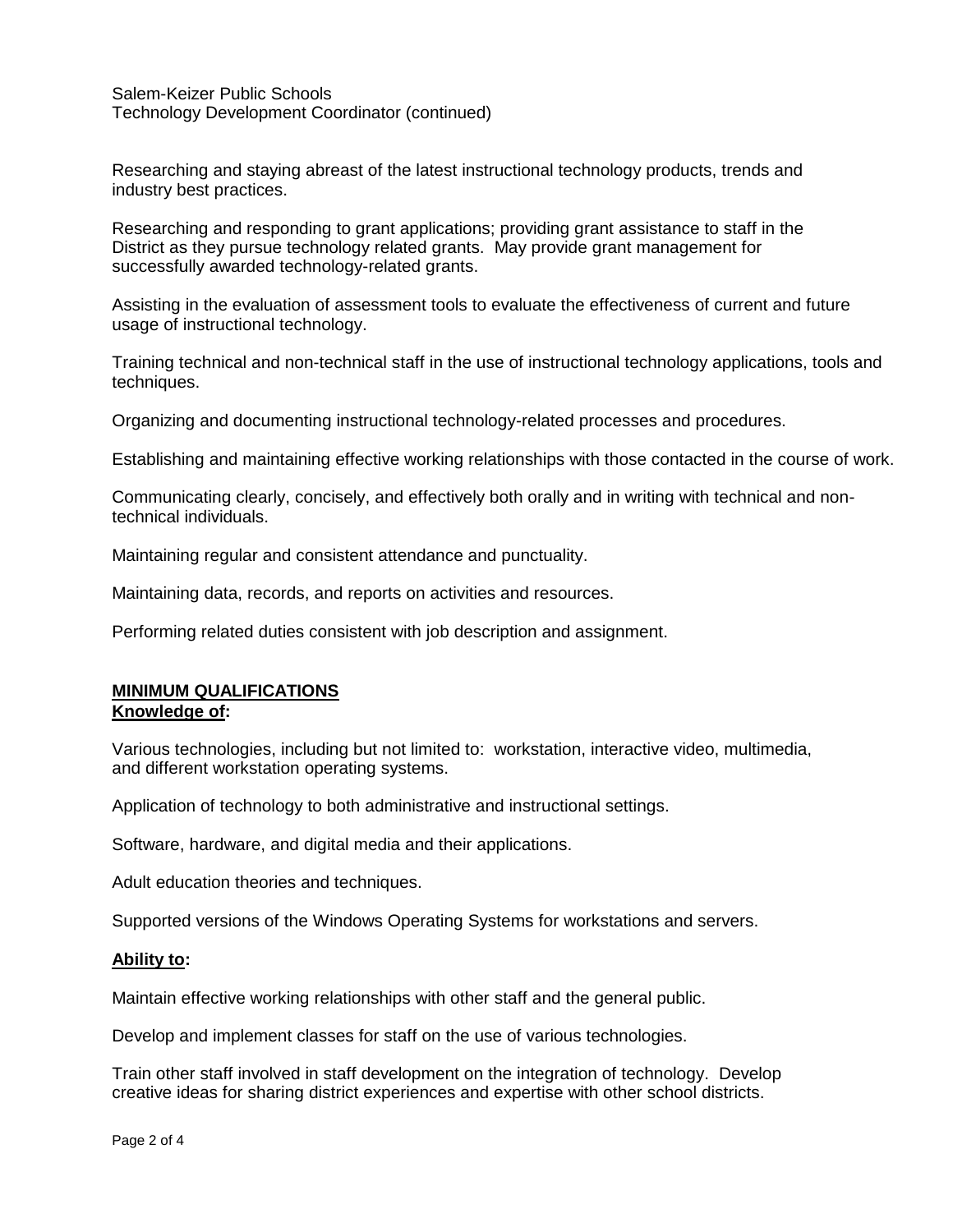Researching and staying abreast of the latest instructional technology products, trends and industry best practices.

Researching and responding to grant applications; providing grant assistance to staff in the District as they pursue technology related grants. May provide grant management for successfully awarded technology-related grants.

Assisting in the evaluation of assessment tools to evaluate the effectiveness of current and future usage of instructional technology.

Training technical and non-technical staff in the use of instructional technology applications, tools and techniques.

Organizing and documenting instructional technology-related processes and procedures.

Establishing and maintaining effective working relationships with those contacted in the course of work.

Communicating clearly, concisely, and effectively both orally and in writing with technical and non-technical individuals.

Maintaining regular and consistent attendance and punctuality.

Maintaining data, records, and reports on activities and resources.

Performing related duties consistent with job description and assignment.

## MINIMUM QUALIFICATIONS

### Knowledge of:

Various technologies, including but not limited to: workstation, interactive video, multimedia, and different workstation operating systems.

Application of technology to both administrative and instructional settings.

Software, hardware, and digital media and their applications.

Adult education theories and techniques.

Supported versions of the Windows Operating Systems for workstations and servers.

### Ability to:

Maintain effective working relationships with other staff and the general public.

Develop and implement classes for staff on the use of various technologies.

Train other staff involved in staff development on the integration of technology. Develop creative ideas for sharing district experiences and expertise with other school districts.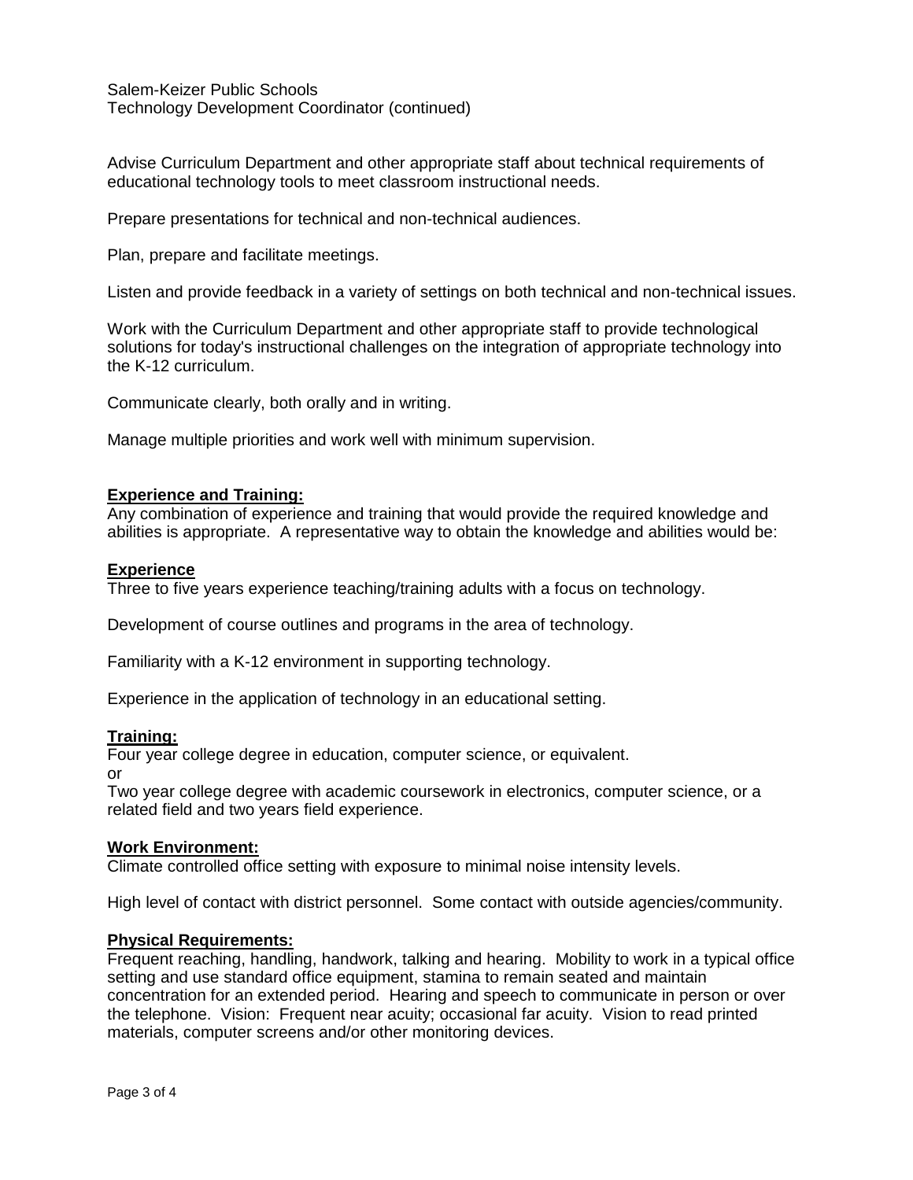Advise Curriculum Department and other appropriate staff about technical requirements of educational technology tools to meet classroom instructional needs.

Prepare presentations for technical and non-technical audiences.

Plan, prepare and facilitate meetings.

Listen and provide feedback in a variety of settings on both technical and non-technical issues.

Work with the Curriculum Department and other appropriate staff to provide technological solutions for today's instructional challenges on the integration of appropriate technology into the K-12 curriculum.

Communicate clearly, both orally and in writing.

Manage multiple priorities and work well with minimum supervision.

**Experience and Training:**

Any combination of experience and training that would provide the required knowledge and abilities is appropriate. A representative way to obtain the knowledge and abilities would be:

**Experience**

Three to five years experience teaching/training adults with a focus on technology.

Development of course outlines and programs in the area of technology.

Familiarity with a K-12 environment in supporting technology.

Experience in the application of technology in an educational setting.

**Training:**

Four year college degree in education, computer science, or equivalent.
or
Two year college degree with academic coursework in electronics, computer science, or a related field and two years field experience.

**Work Environment:**

Climate controlled office setting with exposure to minimal noise intensity levels.

High level of contact with district personnel. Some contact with outside agencies/community.

**Physical Requirements:**

Frequent reaching, handling, handwork, talking and hearing. Mobility to work in a typical office setting and use standard office equipment, stamina to remain seated and maintain concentration for an extended period. Hearing and speech to communicate in person or over the telephone. Vision: Frequent near acuity; occasional far acuity. Vision to read printed materials, computer screens and/or other monitoring devices.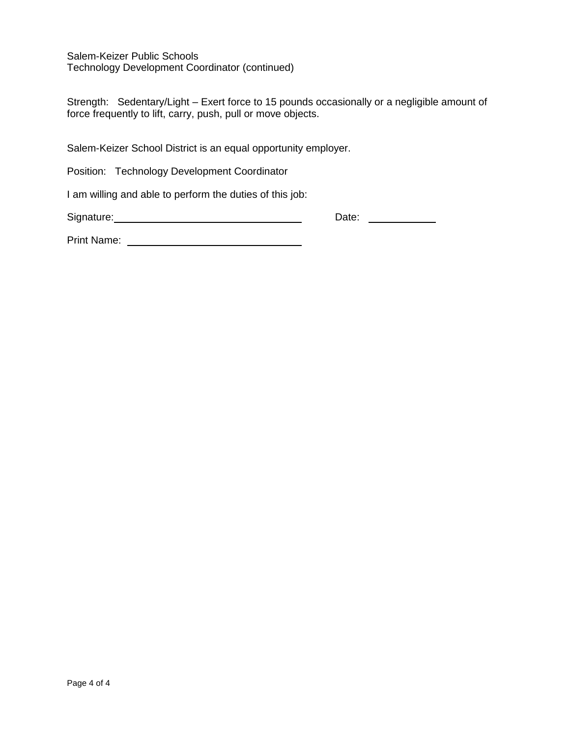Strength: Sedentary/Light – Exert force to 15 pounds occasionally or a negligible amount of force frequently to lift, carry, push, pull or move objects.

Salem-Keizer School District is an equal opportunity employer.

Position: Technology Development Coordinator

I am willing and able to perform the duties of this job:

Signature: ________________________________ Date: ____________

Print Name: ______________________________